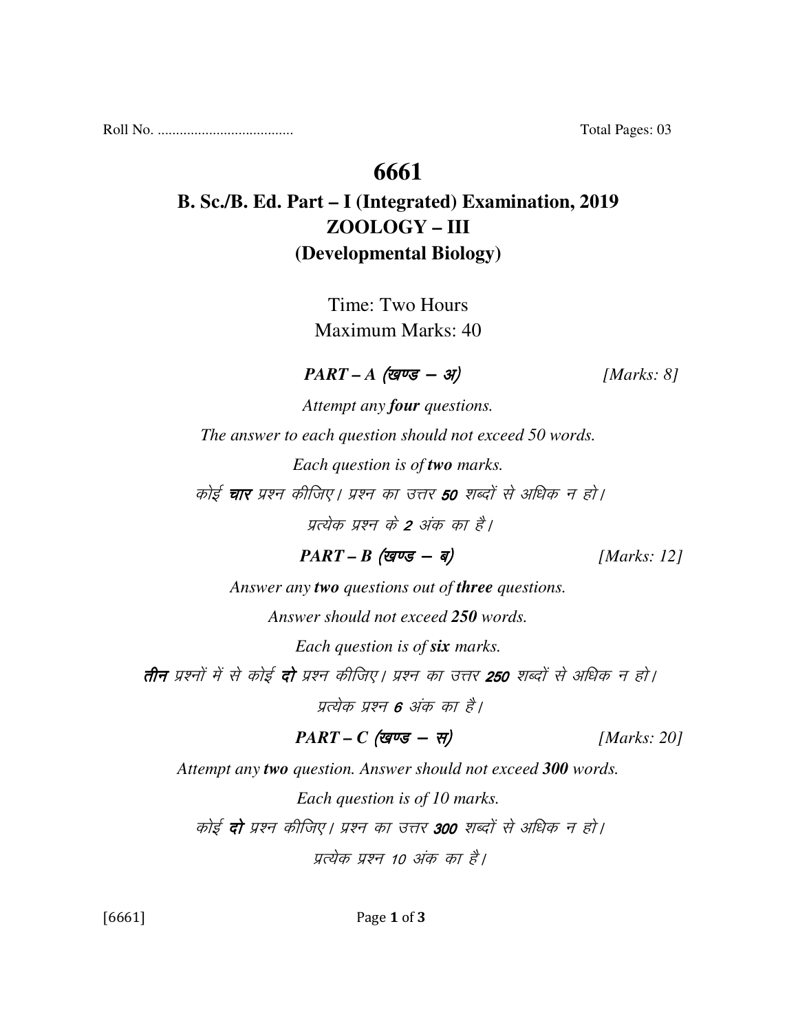Roll No. .................................... Total Pages: 03

# 6661

## B. Sc./B. Ed. Part – I (Integrated) Examination, 2019
## ZOOLOGY – III
## (Developmental Biology)

Time: Two Hours
Maximum Marks: 40

***PART – A (खण्ड – अ)*** *[Marks: 8]*

*Attempt any **four** questions.*

*The answer to each question should not exceed 50 words.*

*Each question is of **two** marks.*

*कोई **चार** प्रश्न कीजिए। प्रश्न का उत्तर **50** शब्दों से अधिक न हो।*

*प्रत्येक प्रश्न के **2** अंक का है।*

***PART – B (खण्ड – ब)*** *[Marks: 12]*

*Answer any **two** questions out of **three** questions.*

*Answer should not exceed **250** words.*

*Each question is of **six** marks.*

***तीन** प्रश्नों में से कोई **दो** प्रश्न कीजिए। प्रश्न का उत्तर **250** शब्दों से अधिक न हो।*

*प्रत्येक प्रश्न **6** अंक का है।*

***PART – C (खण्ड – स)*** *[Marks: 20]*

*Attempt any **two** question. Answer should not exceed **300** words.*

*Each question is of 10 marks.*

*कोई **दो** प्रश्न कीजिए। प्रश्न का उत्तर **300** शब्दों से अधिक न हो।*

*प्रत्येक प्रश्न 10 अंक का है।*

[6661]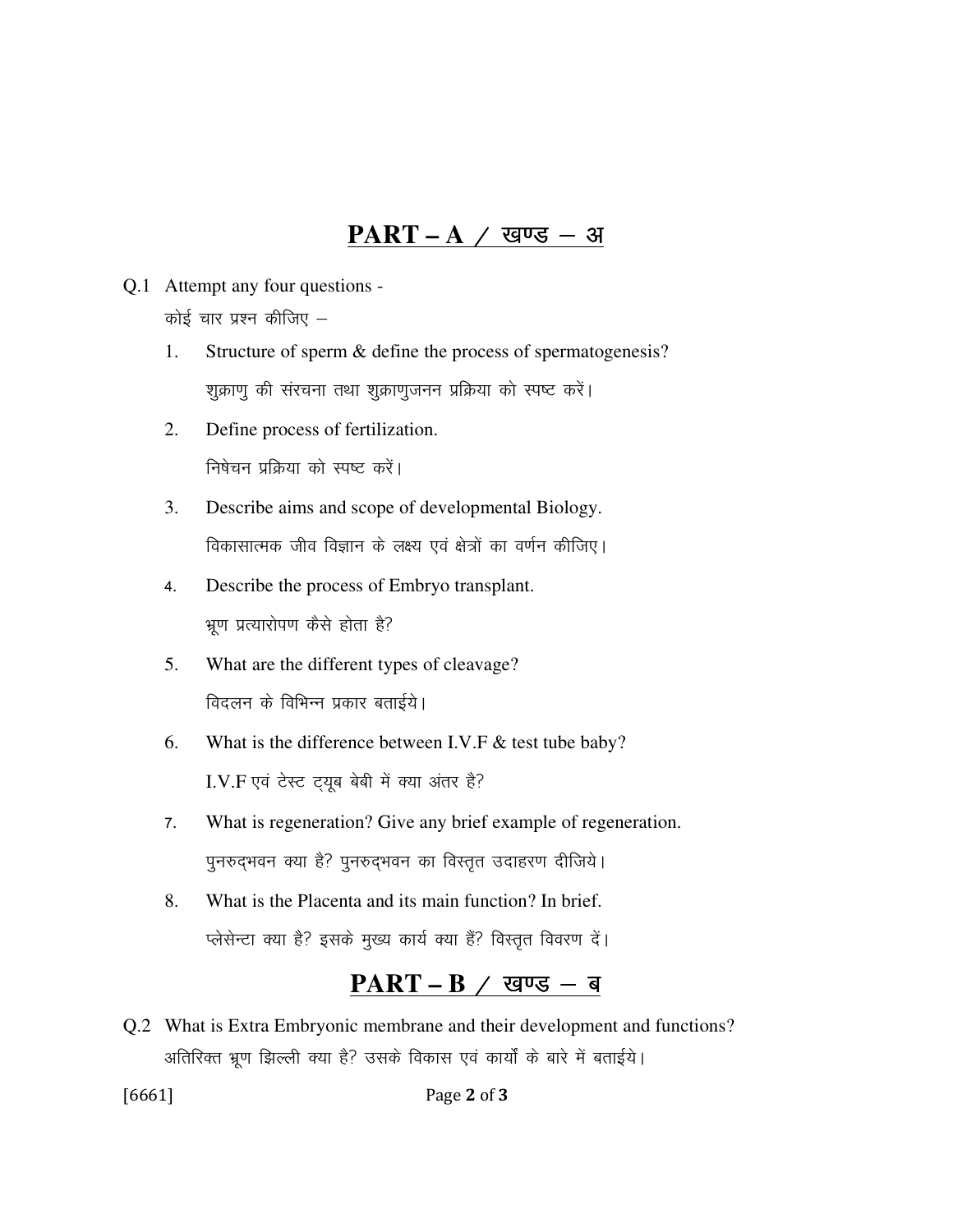## PART – A / खण्ड – अ

Q.1 Attempt any four questions -

कोई चार प्रश्न कीजिए –

1. Structure of sperm & define the process of spermatogenesis?

   शुक्राणु की संरचना तथा शुक्राणुजनन प्रक्रिया को स्पष्ट करें।

2. Define process of fertilization.

   निषेचन प्रक्रिया को स्पष्ट करें।

3. Describe aims and scope of developmental Biology.

   विकासात्मक जीव विज्ञान के लक्ष्य एवं क्षेत्रों का वर्णन कीजिए।

4. Describe the process of Embryo transplant.

   भ्रूण प्रत्यारोपण कैसे होता है?

5. What are the different types of cleavage?

   विदलन के विभिन्न प्रकार बताईये।

6. What is the difference between I.V.F & test tube baby?

   I.V.F एवं टेस्ट ट्यूब बेबी में क्या अंतर है?

7. What is regeneration? Give any brief example of regeneration.

   पुनरुद्भवन क्या है? पुनरुद्भवन का विस्तृत उदाहरण दीजिये।

8. What is the Placenta and its main function? In brief.

   प्लेसेन्टा क्या है? इसके मुख्य कार्य क्या हैं? विस्तृत विवरण दें।

## PART – B / खण्ड – ब

Q.2 What is Extra Embryonic membrane and their development and functions?

अतिरिक्त भ्रूण झिल्ली क्या है? उसके विकास एवं कार्यों के बारे में बताईये।

[6661]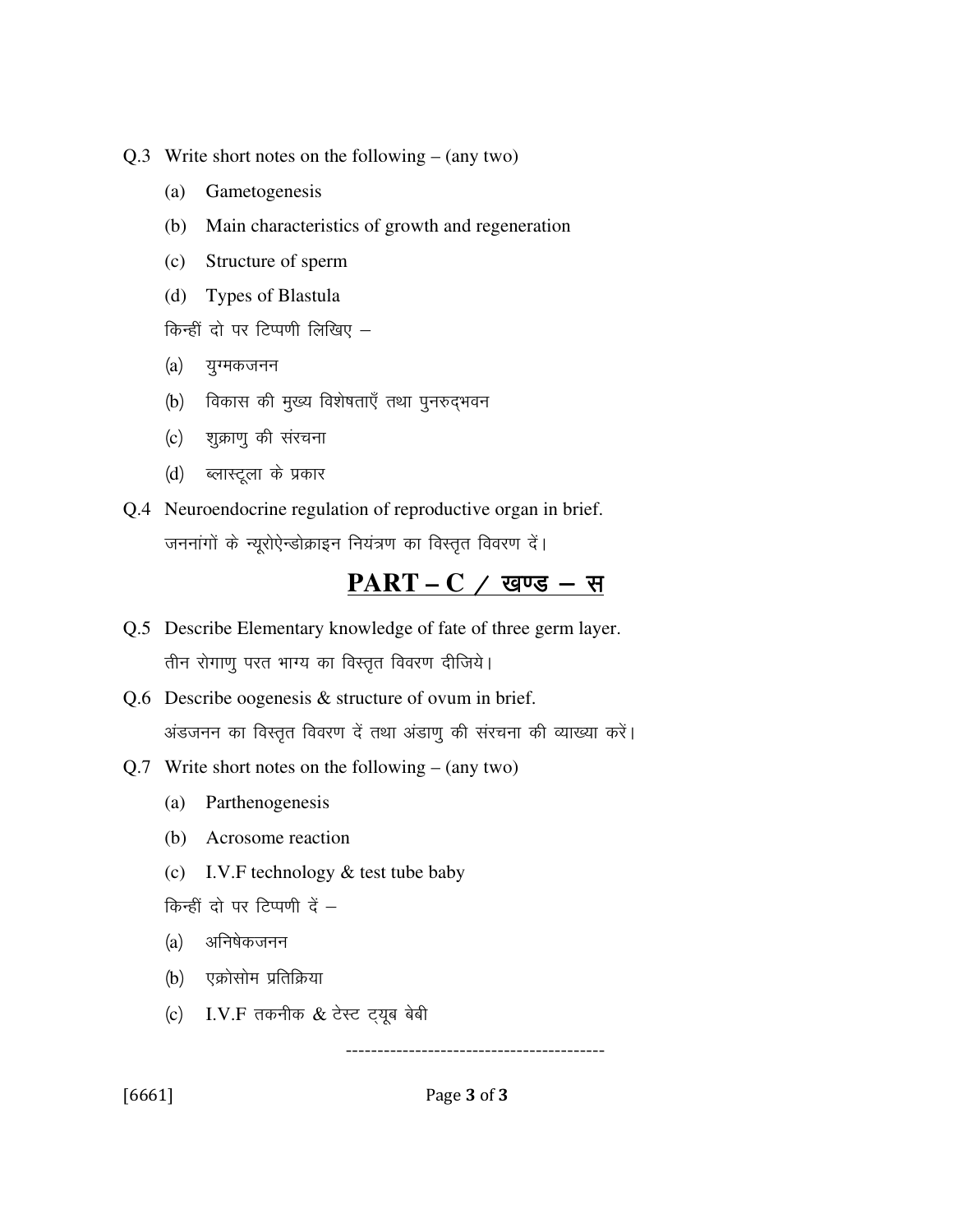Q.3 Write short notes on the following – (any two)

- (a) Gametogenesis
- (b) Main characteristics of growth and regeneration
- (c) Structure of sperm
- (d) Types of Blastula

किन्हीं दो पर टिप्पणी लिखिए –

- (a) युग्मकजनन
- (b) विकास की मुख्य विशेषताएँ तथा पुनरुद्भवन
- (c) शुक्राणु की संरचना
- (d) ब्लास्टूला के प्रकार

Q.4 Neuroendocrine regulation of reproductive organ in brief.
जननांगों के न्यूरोऐन्डोक्राइन नियंत्रण का विस्तृत विवरण दें।

## PART – C / खण्ड – स

Q.5 Describe Elementary knowledge of fate of three germ layer.
तीन रोगाणु परत भाग्य का विस्तृत विवरण दीजिये।

Q.6 Describe oogenesis & structure of ovum in brief.
अंडजनन का विस्तृत विवरण दें तथा अंडाणु की संरचना की व्याख्या करें।

Q.7 Write short notes on the following – (any two)

- (a) Parthenogenesis
- (b) Acrosome reaction
- (c) I.V.F technology & test tube baby

किन्हीं दो पर टिप्पणी दें –

- (a) अनिषेकजनन
- (b) एक्रोसोम प्रतिक्रिया
- (c) I.V.F तकनीक & टेस्ट ट्यूब बेबी

-----------------------------------------

[6661]